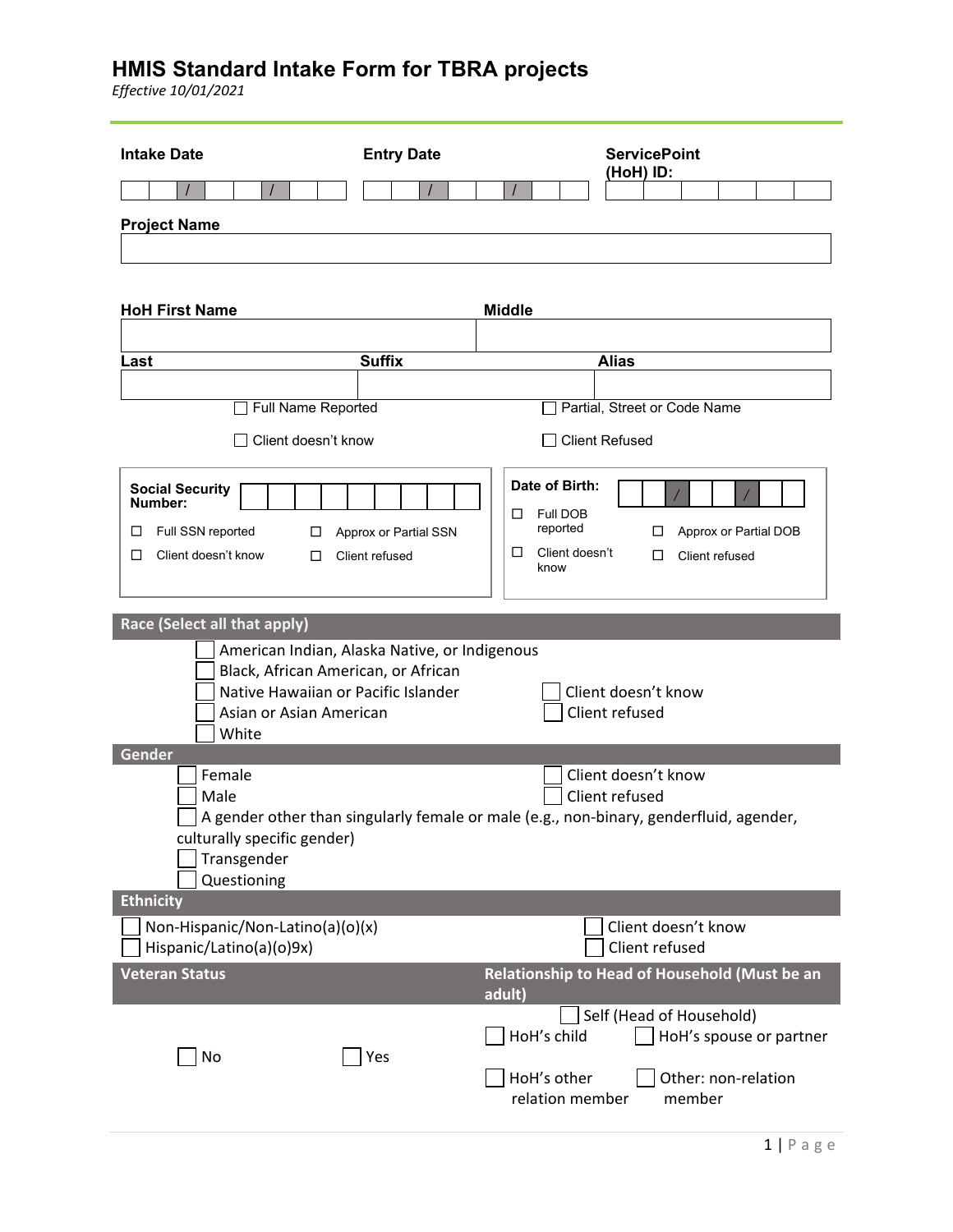# HMIS Standard Intake Form for TBRA projects

*Effective 10/01/2021*

**Intake Date** ___ ___ / ___ ___ / ___ ___ ___ ___

**Entry Date** ___ ___ / ___ ___ / ___ ___ ___ ___

**ServicePoint (HoH) ID:** ___ ___ ___ ___ ___ ___

**Project Name**

**HoH First Name**

**Middle**

**Last**

**Suffix**

**Alias**

☐ Full Name Reported ☐ Partial, Street or Code Name

☐ Client doesn't know ☐ Client Refused

**Social Security Number:** ___ ___ ___ ___ ___ ___ ___ ___ ___

☐ Full SSN reported ☐ Approx or Partial SSN

☐ Client doesn't know ☐ Client refused

**Date of Birth:** ___ ___ / ___ ___ / ___ ___ ___ ___

☐ Full DOB reported ☐ Approx or Partial DOB

☐ Client doesn't know ☐ Client refused

## Race (Select all that apply)

☐ American Indian, Alaska Native, or Indigenous
☐ Black, African American, or African
☐ Native Hawaiian or Pacific Islander
☐ Asian or Asian American
☐ White

☐ Client doesn't know
☐ Client refused

## Gender

☐ Female
☐ Male
☐ A gender other than singularly female or male (e.g., non-binary, genderfluid, agender, culturally specific gender)
☐ Transgender
☐ Questioning

☐ Client doesn't know
☐ Client refused

## Ethnicity

☐ Non-Hispanic/Non-Latino(a)(o)(x)
☐ Hispanic/Latino(a)(o)9x)

☐ Client doesn't know
☐ Client refused

## Veteran Status

☐ No ☐ Yes

## Relationship to Head of Household (Must be an adult)

☐ Self (Head of Household)
☐ HoH's child ☐ HoH's spouse or partner
☐ HoH's other relation member ☐ Other: non-relation member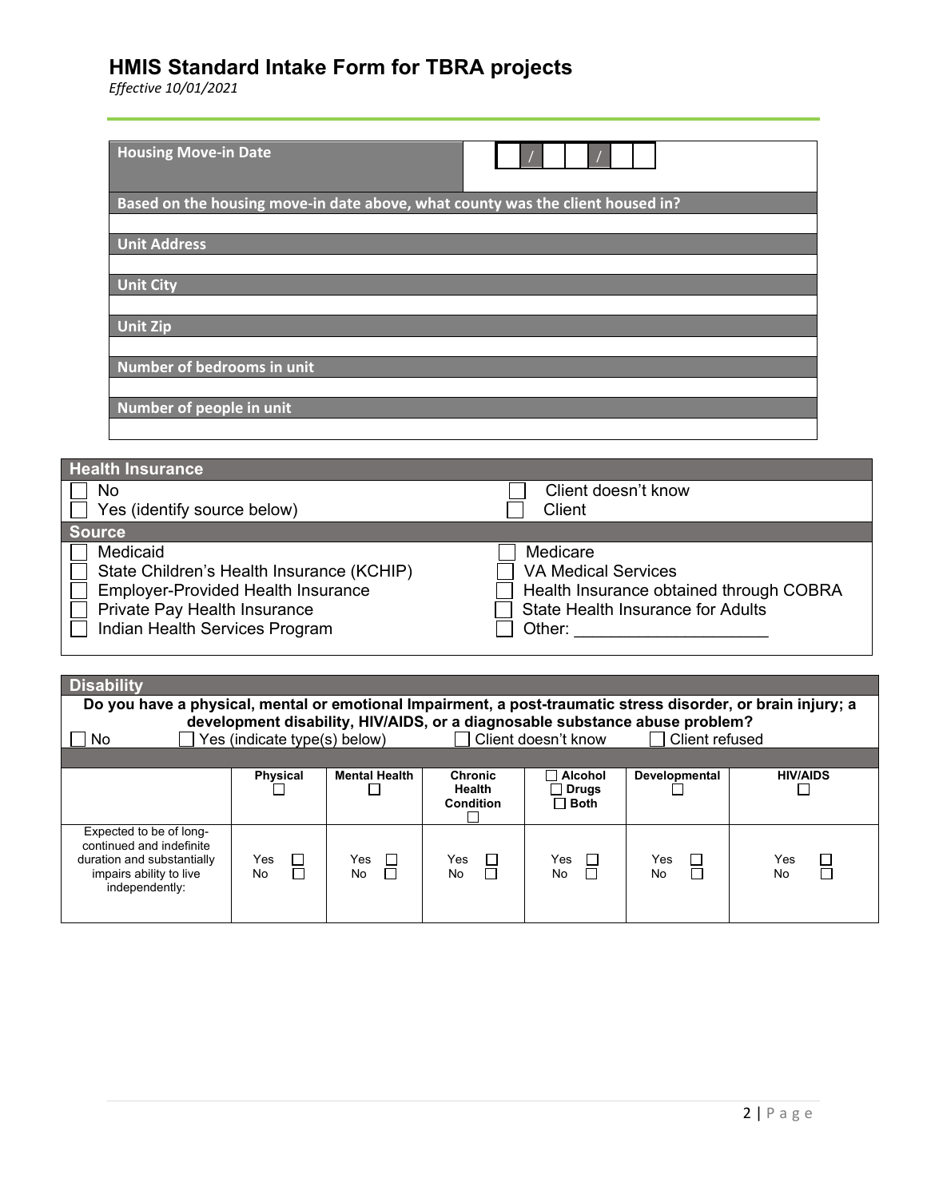# HMIS Standard Intake Form for TBRA projects

*Effective 10/01/2021*

| Housing Move-in Date | ___ / ___ ___ / ___ ___ |
|---|---|
| **Based on the housing move-in date above, what county was the client housed in?** | |
| | |
| **Unit Address** | |
| | |
| **Unit City** | |
| | |
| **Unit Zip** | |
| | |
| **Number of bedrooms in unit** | |
| | |
| **Number of people in unit** | |
| | |

| Health Insurance | |
|---|---|
| ☐ No | ☐ Client doesn't know |
| ☐ Yes (identify source below) | ☐ Client |
| **Source** | |
| ☐ Medicaid | ☐ Medicare |
| ☐ State Children's Health Insurance (KCHIP) | ☐ VA Medical Services |
| ☐ Employer-Provided Health Insurance | ☐ Health Insurance obtained through COBRA |
| ☐ Private Pay Health Insurance | ☐ State Health Insurance for Adults |
| ☐ Indian Health Services Program | ☐ Other: ____________________ |

**Disability**

**Do you have a physical, mental or emotional Impairment, a post-traumatic stress disorder, or brain injury; a development disability, HIV/AIDS, or a diagnosable substance abuse problem?**

☐ No ☐ Yes (indicate type(s) below) ☐ Client doesn't know ☐ Client refused

| | Physical ☐ | Mental Health ☐ | Chronic Health Condition ☐ | ☐ Alcohol ☐ Drugs ☐ Both | Developmental ☐ | HIV/AIDS ☐ |
|---|---|---|---|---|---|---|
| Expected to be of long-continued and indefinite duration and substantially impairs ability to live independently: | Yes ☐ No ☐ | Yes ☐ No ☐ | Yes ☐ No ☐ | Yes ☐ No ☐ | Yes ☐ No ☐ | Yes ☐ No ☐ |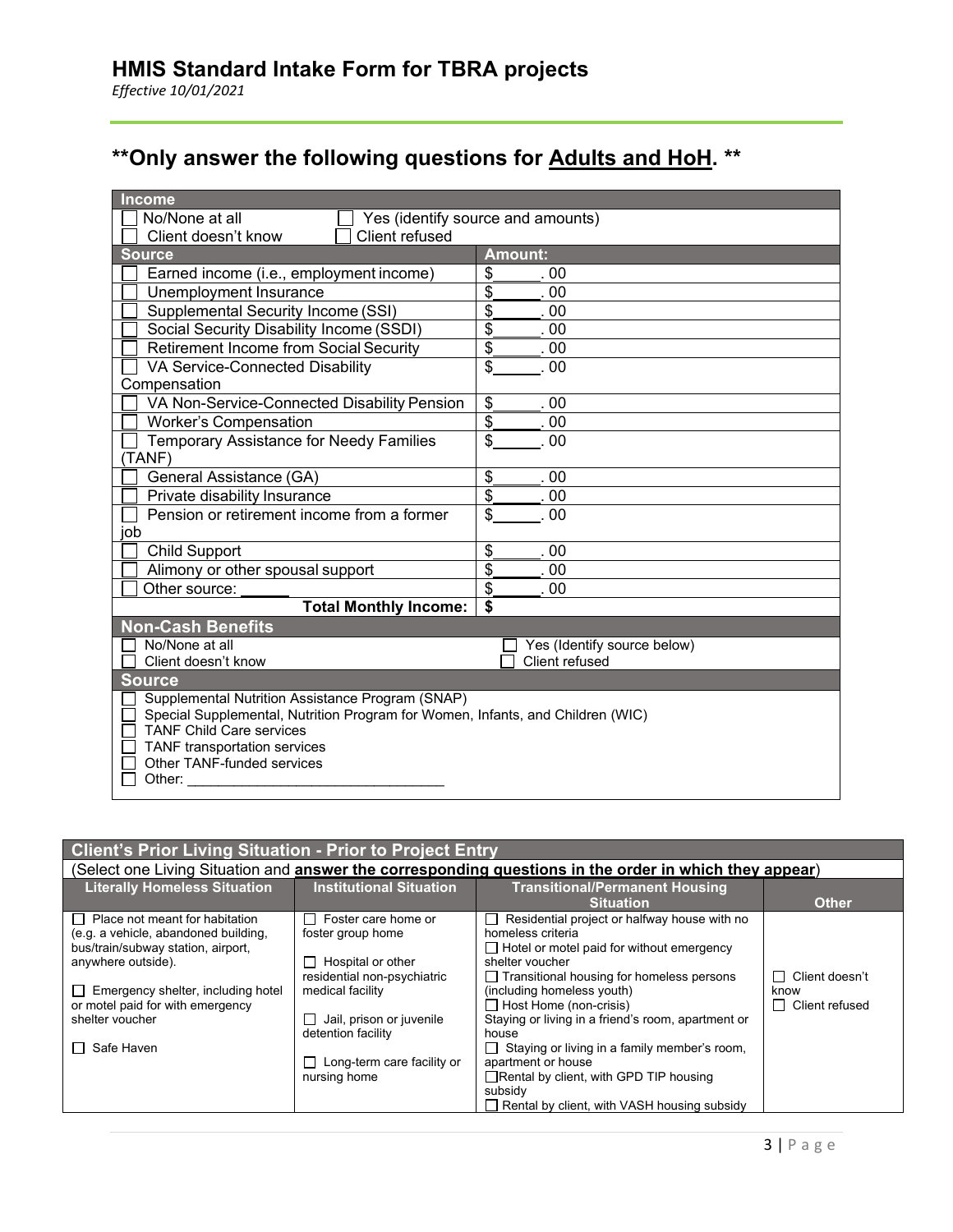## HMIS Standard Intake Form for TBRA projects

*Effective 10/01/2021*

## **Only answer the following questions for <u>Adults and HoH</u>. **

| Income | |
|---|---|
| ☐ No/None at all ☐ Yes (identify source and amounts) | |
| ☐ Client doesn't know ☐ Client refused | |
| **Source** | **Amount:** |
| ☐ Earned income (i.e., employment income) | $______. 00 |
| ☐ Unemployment Insurance | $______. 00 |
| ☐ Supplemental Security Income (SSI) | $______. 00 |
| ☐ Social Security Disability Income (SSDI) | $______. 00 |
| ☐ Retirement Income from Social Security | $______. 00 |
| ☐ VA Service-Connected Disability Compensation | $______. 00 |
| ☐ VA Non-Service-Connected Disability Pension | $______. 00 |
| ☐ Worker's Compensation | $______. 00 |
| ☐ Temporary Assistance for Needy Families (TANF) | $______. 00 |
| ☐ General Assistance (GA) | $______. 00 |
| ☐ Private disability Insurance | $______. 00 |
| ☐ Pension or retirement income from a former job | $______. 00 |
| ☐ Child Support | $______. 00 |
| ☐ Alimony or other spousal support | $______. 00 |
| ☐ Other source: ______ | $______. 00 |
| **Total Monthly Income:** | **$** |

| Non-Cash Benefits | |
|---|---|
| ☐ No/None at all | ☐ Yes (Identify source below) |
| ☐ Client doesn't know | ☐ Client refused |
| **Source** | |
| ☐ Supplemental Nutrition Assistance Program (SNAP) | |
| ☐ Special Supplemental, Nutrition Program for Women, Infants, and Children (WIC) | |
| ☐ TANF Child Care services | |
| ☐ TANF transportation services | |
| ☐ Other TANF-funded services | |
| ☐ Other: ________________________________ | |

| Client's Prior Living Situation - Prior to Project Entry | | | |
|---|---|---|---|
| (Select one Living Situation and **answer the corresponding questions in the order in which they appear**) | | | |
| **Literally Homeless Situation** | **Institutional Situation** | **Transitional/Permanent Housing Situation** | **Other** |
| ☐ Place not meant for habitation (e.g. a vehicle, abandoned building, bus/train/subway station, airport, anywhere outside).<br><br>☐ Emergency shelter, including hotel or motel paid for with emergency shelter voucher<br><br>☐ Safe Haven | ☐ Foster care home or foster group home<br><br>☐ Hospital or other residential non-psychiatric medical facility<br><br>☐ Jail, prison or juvenile detention facility<br><br>☐ Long-term care facility or nursing home | ☐ Residential project or halfway house with no homeless criteria<br>☐ Hotel or motel paid for without emergency shelter voucher<br>☐ Transitional housing for homeless persons (including homeless youth)<br>☐ Host Home (non-crisis)<br>Staying or living in a friend's room, apartment or house<br>☐ Staying or living in a family member's room, apartment or house<br>☐ Rental by client, with GPD TIP housing subsidy<br>☐ Rental by client, with VASH housing subsidy | ☐ Client doesn't know<br>☐ Client refused |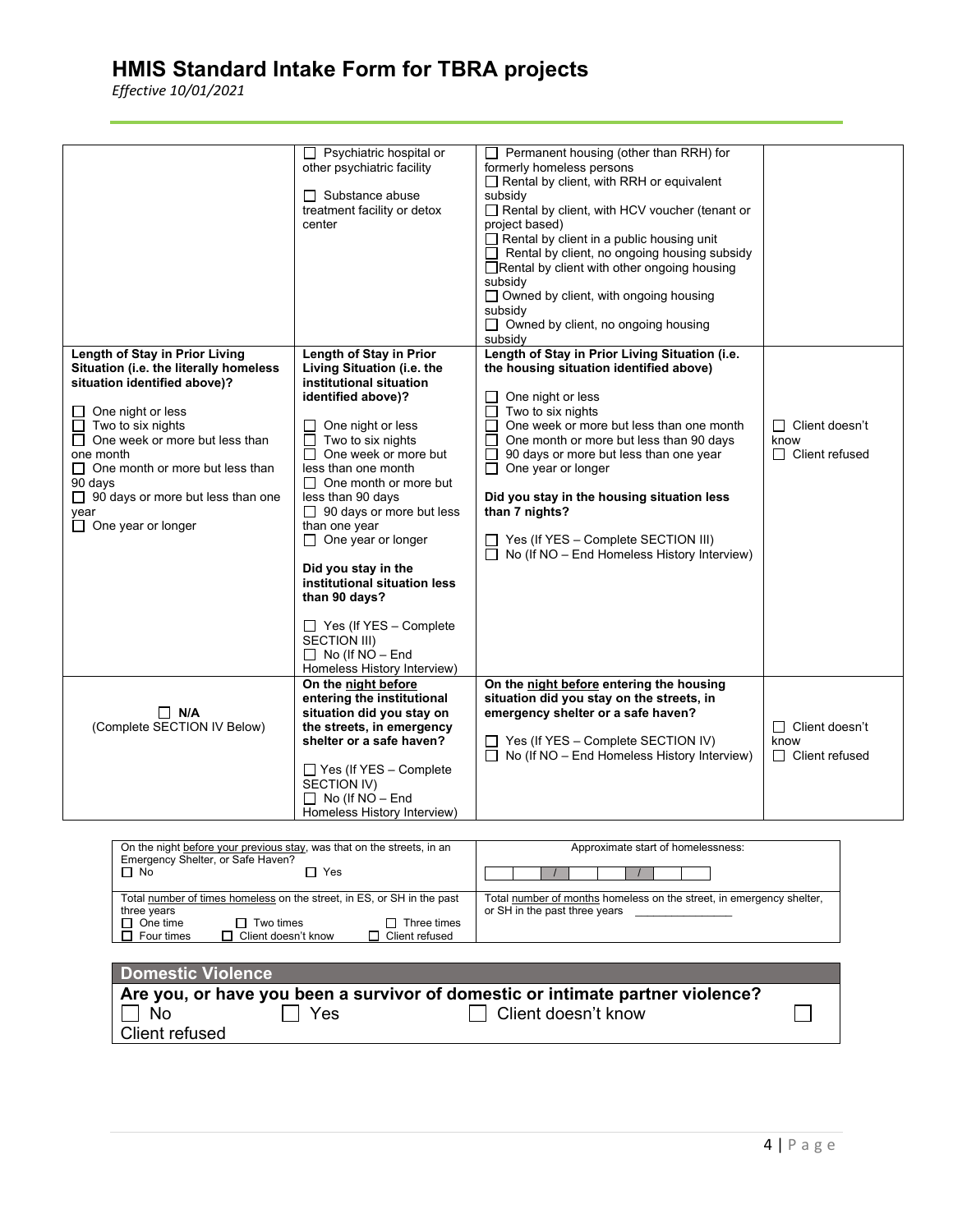# HMIS Standard Intake Form for TBRA projects

*Effective 10/01/2021*

| | | | |
|---|---|---|---|
| | ☐ Psychiatric hospital or other psychiatric facility<br><br>☐ Substance abuse treatment facility or detox center | ☐ Permanent housing (other than RRH) for formerly homeless persons<br>☐ Rental by client, with RRH or equivalent subsidy<br>☐ Rental by client, with HCV voucher (tenant or project based)<br>☐ Rental by client in a public housing unit<br>☐ Rental by client, no ongoing housing subsidy<br>☐ Rental by client with other ongoing housing subsidy<br>☐ Owned by client, with ongoing housing subsidy<br>☐ Owned by client, no ongoing housing subsidy | |
| **Length of Stay in Prior Living Situation (i.e. the literally homeless situation identified above)?**<br><br>☐ One night or less<br>☐ Two to six nights<br>☐ One week or more but less than one month<br>☐ One month or more but less than 90 days<br>☐ 90 days or more but less than one year<br>☐ One year or longer | **Length of Stay in Prior Living Situation (i.e. the institutional situation identified above)?**<br><br>☐ One night or less<br>☐ Two to six nights<br>☐ One week or more but less than one month<br>☐ One month or more but less than 90 days<br>☐ 90 days or more but less than one year<br>☐ One year or longer<br><br>**Did you stay in the institutional situation less than 90 days?**<br><br>☐ Yes (If YES – Complete SECTION III)<br>☐ No (If NO – End Homeless History Interview) | **Length of Stay in Prior Living Situation (i.e. the housing situation identified above)**<br><br>☐ One night or less<br>☐ Two to six nights<br>☐ One week or more but less than one month<br>☐ One month or more but less than 90 days<br>☐ 90 days or more but less than one year<br>☐ One year or longer<br><br>**Did you stay in the housing situation less than 7 nights?**<br><br>☐ Yes (If YES – Complete SECTION III)<br>☐ No (If NO – End Homeless History Interview) | ☐ Client doesn't know<br>☐ Client refused |
| ☐ **N/A**<br>(Complete SECTION IV Below) | **On the night before entering the institutional situation did you stay on the streets, in emergency shelter or a safe haven?**<br><br>☐ Yes (If YES – Complete SECTION IV)<br>☐ No (If NO – End Homeless History Interview) | **On the night before entering the housing situation did you stay on the streets, in emergency shelter or a safe haven?**<br><br>☐ Yes (If YES – Complete SECTION IV)<br>☐ No (If NO – End Homeless History Interview) | ☐ Client doesn't know<br>☐ Client refused |

| | |
|---|---|
| On the night before your previous stay, was that on the streets, in an Emergency Shelter, or Safe Haven?<br>☐ No ☐ Yes | Approximate start of homelessness:<br>\_\_ \_\_ / \_\_ \_\_ / \_\_ \_\_ \_\_ \_\_ |
| Total number of times homeless on the street, in ES, or SH in the past three years<br>☐ One time ☐ Two times ☐ Three times<br>☐ Four times ☐ Client doesn't know ☐ Client refused | Total number of months homeless on the street, in emergency shelter, or SH in the past three years \_\_\_\_\_\_\_\_\_\_\_\_\_\_\_ |

## Domestic Violence

**Are you, or have you been a survivor of domestic or intimate partner violence?**

☐ No ☐ Yes ☐ Client doesn't know ☐ Client refused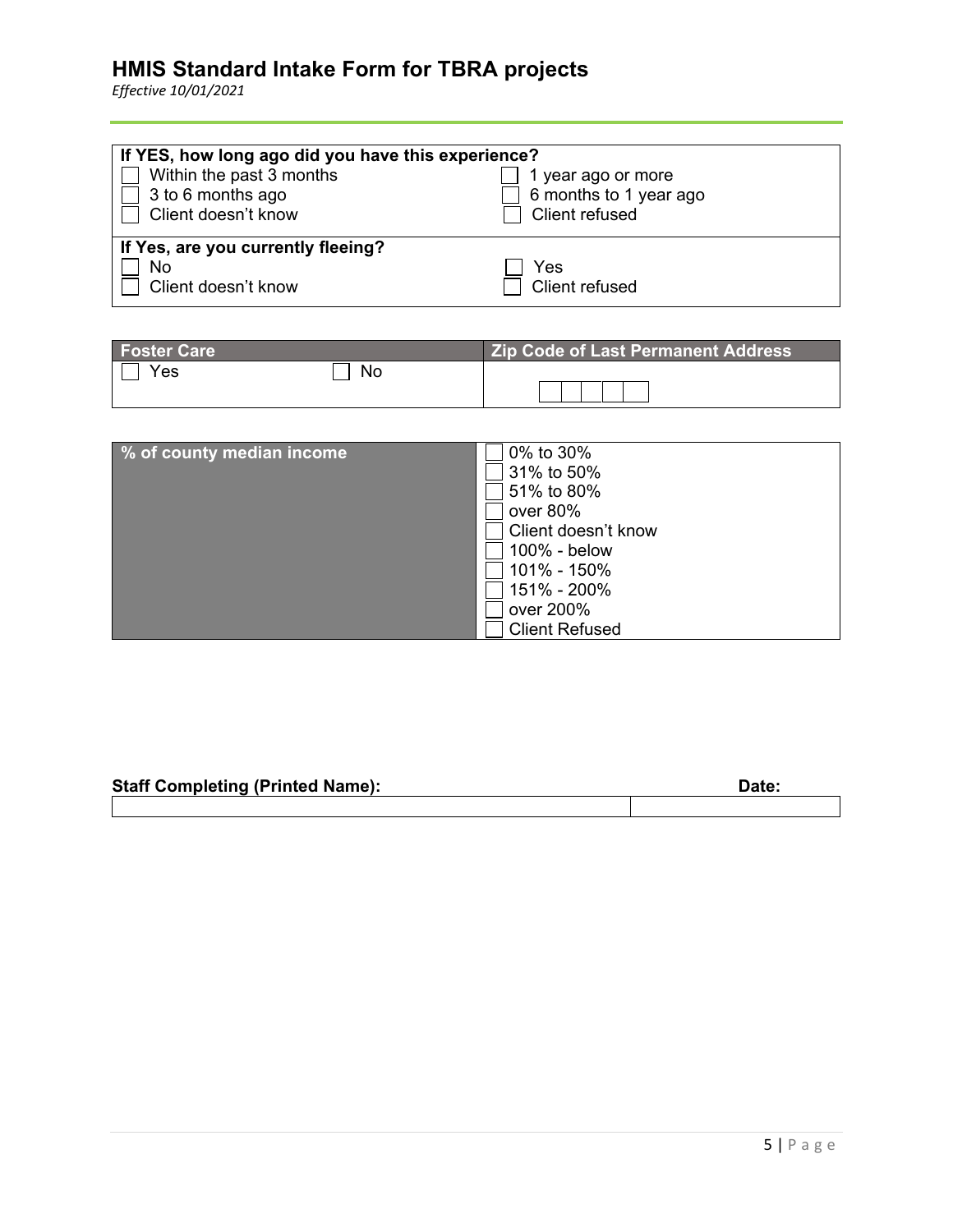# HMIS Standard Intake Form for TBRA projects

*Effective 10/01/2021*

**If YES, how long ago did you have this experience?**

- ☐ Within the past 3 months
- ☐ 1 year ago or more
- ☐ 3 to 6 months ago
- ☐ 6 months to 1 year ago
- ☐ Client doesn't know
- ☐ Client refused

**If Yes, are you currently fleeing?**

- ☐ No
- ☐ Yes
- ☐ Client doesn't know
- ☐ Client refused

| Foster Care | | Zip Code of Last Permanent Address |
|---|---|---|
| ☐ Yes | ☐ No | ☐☐☐☐☐ |

| % of county median income | |
|---|---|
| | ☐ 0% to 30%<br>☐ 31% to 50%<br>☐ 51% to 80%<br>☐ over 80%<br>☐ Client doesn't know<br>☐ 100% - below<br>☐ 101% - 150%<br>☐ 151% - 200%<br>☐ over 200%<br>☐ Client Refused |

| Staff Completing (Printed Name): | Date: |
|---|---|
| | |